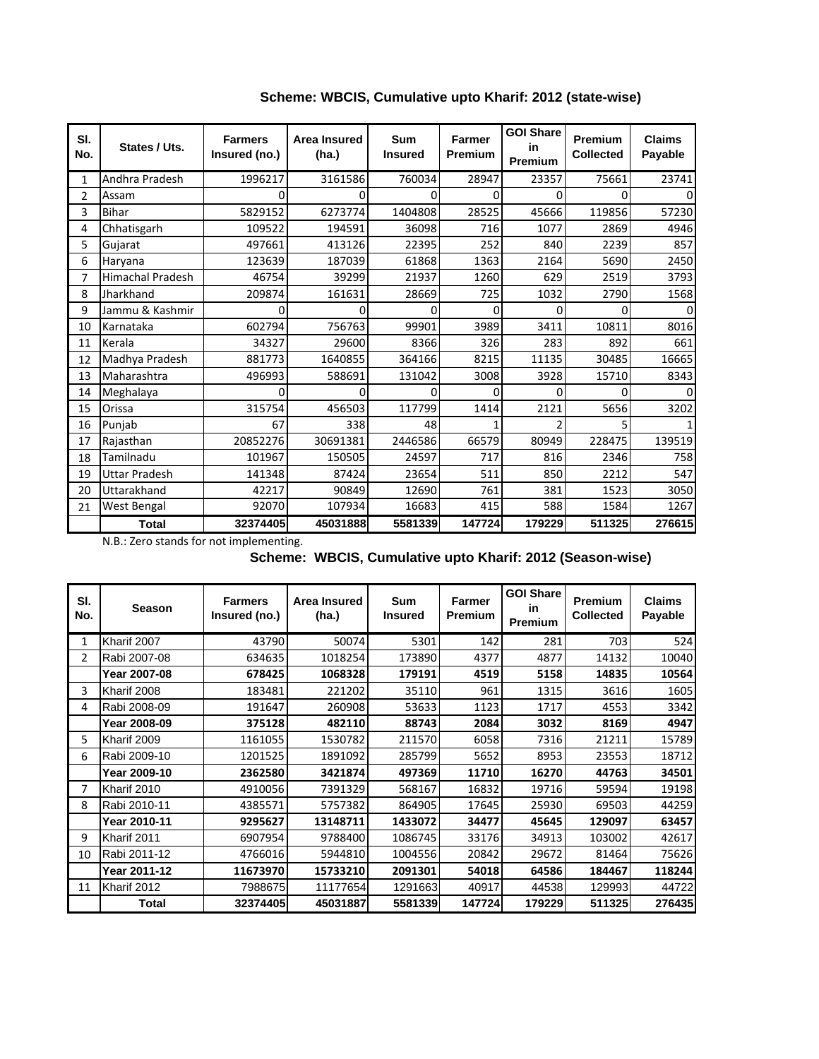## Scheme: WBCIS, Cumulative upto Kharif: 2012 (state-wise)

| Sl. No. | States / Uts. | Farmers Insured (no.) | Area Insured (ha.) | Sum Insured | Farmer Premium | GOI Share in Premium | Premium Collected | Claims Payable |
|---|---|---|---|---|---|---|---|---|
| 1 | Andhra Pradesh | 1996217 | 3161586 | 760034 | 28947 | 23357 | 75661 | 23741 |
| 2 | Assam | 0 | 0 | 0 | 0 | 0 | 0 | 0 |
| 3 | Bihar | 5829152 | 6273774 | 1404808 | 28525 | 45666 | 119856 | 57230 |
| 4 | Chhatisgarh | 109522 | 194591 | 36098 | 716 | 1077 | 2869 | 4946 |
| 5 | Gujarat | 497661 | 413126 | 22395 | 252 | 840 | 2239 | 857 |
| 6 | Haryana | 123639 | 187039 | 61868 | 1363 | 2164 | 5690 | 2450 |
| 7 | Himachal Pradesh | 46754 | 39299 | 21937 | 1260 | 629 | 2519 | 3793 |
| 8 | Jharkhand | 209874 | 161631 | 28669 | 725 | 1032 | 2790 | 1568 |
| 9 | Jammu & Kashmir | 0 | 0 | 0 | 0 | 0 | 0 | 0 |
| 10 | Karnataka | 602794 | 756763 | 99901 | 3989 | 3411 | 10811 | 8016 |
| 11 | Kerala | 34327 | 29600 | 8366 | 326 | 283 | 892 | 661 |
| 12 | Madhya Pradesh | 881773 | 1640855 | 364166 | 8215 | 11135 | 30485 | 16665 |
| 13 | Maharashtra | 496993 | 588691 | 131042 | 3008 | 3928 | 15710 | 8343 |
| 14 | Meghalaya | 0 | 0 | 0 | 0 | 0 | 0 | 0 |
| 15 | Orissa | 315754 | 456503 | 117799 | 1414 | 2121 | 5656 | 3202 |
| 16 | Punjab | 67 | 338 | 48 | 1 | 2 | 5 | 1 |
| 17 | Rajasthan | 20852276 | 30691381 | 2446586 | 66579 | 80949 | 228475 | 139519 |
| 18 | Tamilnadu | 101967 | 150505 | 24597 | 717 | 816 | 2346 | 758 |
| 19 | Uttar Pradesh | 141348 | 87424 | 23654 | 511 | 850 | 2212 | 547 |
| 20 | Uttarakhand | 42217 | 90849 | 12690 | 761 | 381 | 1523 | 3050 |
| 21 | West Bengal | 92070 | 107934 | 16683 | 415 | 588 | 1584 | 1267 |
| | **Total** | **32374405** | **45031888** | **5581339** | **147724** | **179229** | **511325** | **276615** |

N.B.: Zero stands for not implementing.

## Scheme: WBCIS, Cumulative upto Kharif: 2012 (Season-wise)

| Sl. No. | Season | Farmers Insured (no.) | Area Insured (ha.) | Sum Insured | Farmer Premium | GOI Share in Premium | Premium Collected | Claims Payable |
|---|---|---|---|---|---|---|---|---|
| 1 | Kharif 2007 | 43790 | 50074 | 5301 | 142 | 281 | 703 | 524 |
| 2 | Rabi 2007-08 | 634635 | 1018254 | 173890 | 4377 | 4877 | 14132 | 10040 |
| | **Year 2007-08** | **678425** | **1068328** | **179191** | **4519** | **5158** | **14835** | **10564** |
| 3 | Kharif 2008 | 183481 | 221202 | 35110 | 961 | 1315 | 3616 | 1605 |
| 4 | Rabi 2008-09 | 191647 | 260908 | 53633 | 1123 | 1717 | 4553 | 3342 |
| | **Year 2008-09** | **375128** | **482110** | **88743** | **2084** | **3032** | **8169** | **4947** |
| 5 | Kharif 2009 | 1161055 | 1530782 | 211570 | 6058 | 7316 | 21211 | 15789 |
| 6 | Rabi 2009-10 | 1201525 | 1891092 | 285799 | 5652 | 8953 | 23553 | 18712 |
| | **Year 2009-10** | **2362580** | **3421874** | **497369** | **11710** | **16270** | **44763** | **34501** |
| 7 | Kharif 2010 | 4910056 | 7391329 | 568167 | 16832 | 19716 | 59594 | 19198 |
| 8 | Rabi 2010-11 | 4385571 | 5757382 | 864905 | 17645 | 25930 | 69503 | 44259 |
| | **Year 2010-11** | **9295627** | **13148711** | **1433072** | **34477** | **45645** | **129097** | **63457** |
| 9 | Kharif 2011 | 6907954 | 9788400 | 1086745 | 33176 | 34913 | 103002 | 42617 |
| 10 | Rabi 2011-12 | 4766016 | 5944810 | 1004556 | 20842 | 29672 | 81464 | 75626 |
| | **Year 2011-12** | **11673970** | **15733210** | **2091301** | **54018** | **64586** | **184467** | **118244** |
| 11 | Kharif 2012 | 7988675 | 11177654 | 1291663 | 40917 | 44538 | 129993 | 44722 |
| | **Total** | **32374405** | **45031887** | **5581339** | **147724** | **179229** | **511325** | **276435** |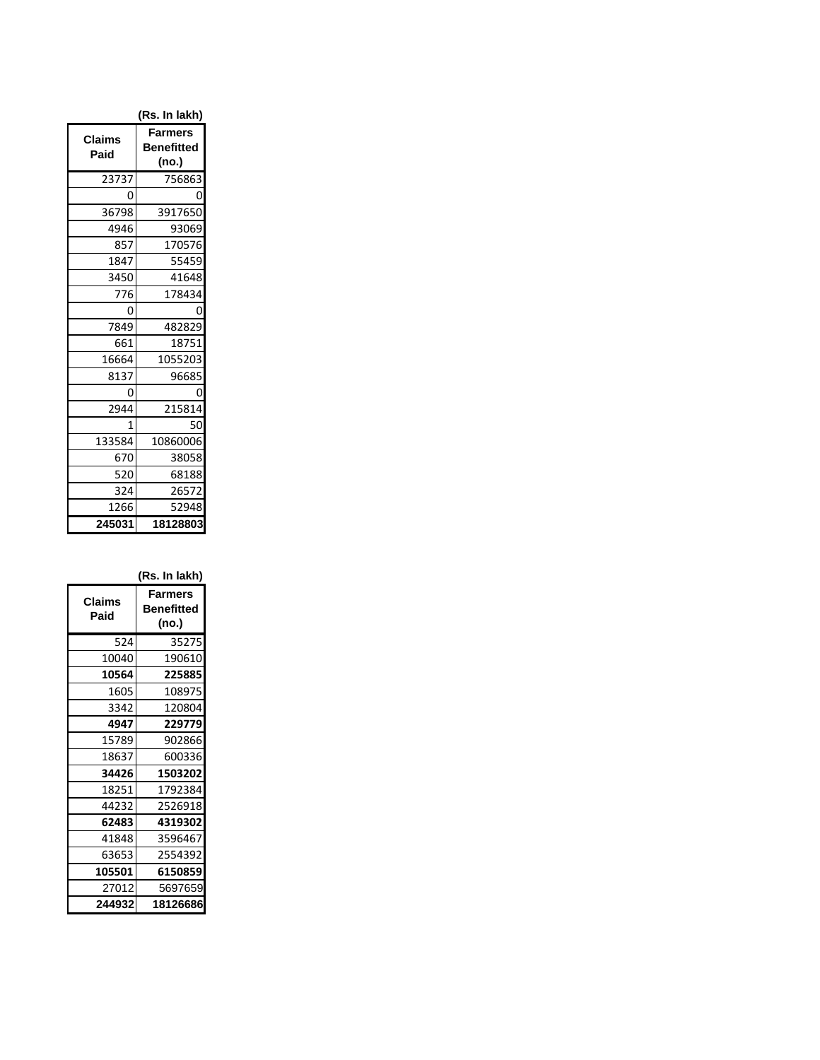(Rs. In lakh)

| Claims Paid | Farmers Benefitted (no.) |
|---|---|
| 23737 | 756863 |
| 0 | 0 |
| 36798 | 3917650 |
| 4946 | 93069 |
| 857 | 170576 |
| 1847 | 55459 |
| 3450 | 41648 |
| 776 | 178434 |
| 0 | 0 |
| 7849 | 482829 |
| 661 | 18751 |
| 16664 | 1055203 |
| 8137 | 96685 |
| 0 | 0 |
| 2944 | 215814 |
| 1 | 50 |
| 133584 | 10860006 |
| 670 | 38058 |
| 520 | 68188 |
| 324 | 26572 |
| 1266 | 52948 |
| **245031** | **18128803** |

(Rs. In lakh)

| Claims Paid | Farmers Benefitted (no.) |
|---|---|
| 524 | 35275 |
| 10040 | 190610 |
| **10564** | **225885** |
| 1605 | 108975 |
| 3342 | 120804 |
| **4947** | **229779** |
| 15789 | 902866 |
| 18637 | 600336 |
| **34426** | **1503202** |
| 18251 | 1792384 |
| 44232 | 2526918 |
| **62483** | **4319302** |
| 41848 | 3596467 |
| 63653 | 2554392 |
| **105501** | **6150859** |
| 27012 | 5697659 |
| **244932** | **18126686** |